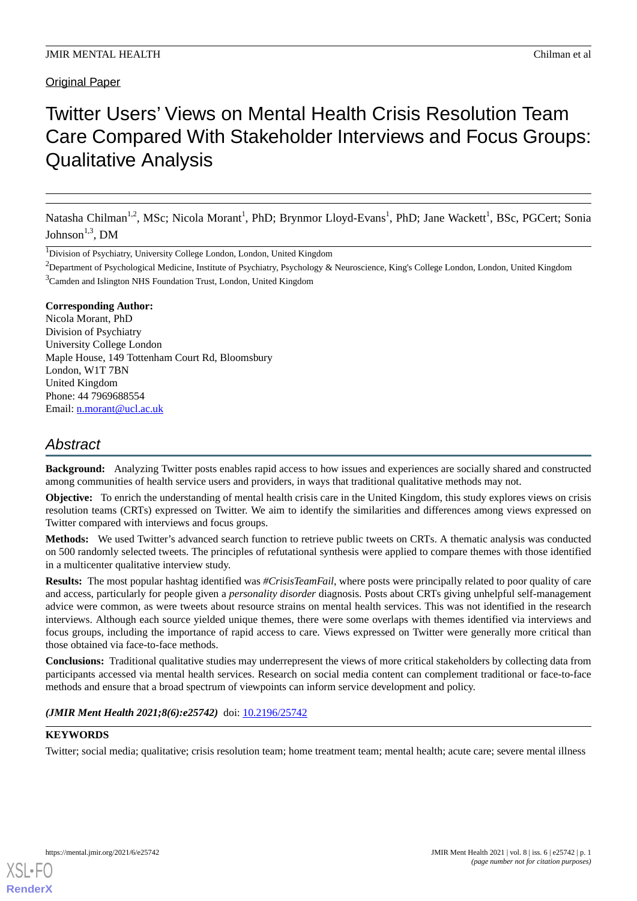Original Paper

# Twitter Users' Views on Mental Health Crisis Resolution Team Care Compared With Stakeholder Interviews and Focus Groups: Qualitative Analysis

Natasha Chilman[1,2], MSc; Nicola Morant[1], PhD; Brynmor Lloyd-Evans[1], PhD; Jane Wackett[1], BSc, PGCert; Sonia Johnson[1,3], DM

[1]Division of Psychiatry, University College London, London, United Kingdom

[2]Department of Psychological Medicine, Institute of Psychiatry, Psychology & Neuroscience, King's College London, London, United Kingdom

[3]Camden and Islington NHS Foundation Trust, London, United Kingdom

**Corresponding Author:**
Nicola Morant, PhD
Division of Psychiatry
University College London
Maple House, 149 Tottenham Court Rd, Bloomsbury
London, W1T 7BN
United Kingdom
Phone: 44 7969688554
Email: n.morant@ucl.ac.uk

## Abstract

**Background:** Analyzing Twitter posts enables rapid access to how issues and experiences are socially shared and constructed among communities of health service users and providers, in ways that traditional qualitative methods may not.

**Objective:** To enrich the understanding of mental health crisis care in the United Kingdom, this study explores views on crisis resolution teams (CRTs) expressed on Twitter. We aim to identify the similarities and differences among views expressed on Twitter compared with interviews and focus groups.

**Methods:** We used Twitter's advanced search function to retrieve public tweets on CRTs. A thematic analysis was conducted on 500 randomly selected tweets. The principles of refutational synthesis were applied to compare themes with those identified in a multicenter qualitative interview study.

**Results:** The most popular hashtag identified was *#CrisisTeamFail*, where posts were principally related to poor quality of care and access, particularly for people given a *personality disorder* diagnosis. Posts about CRTs giving unhelpful self-management advice were common, as were tweets about resource strains on mental health services. This was not identified in the research interviews. Although each source yielded unique themes, there were some overlaps with themes identified via interviews and focus groups, including the importance of rapid access to care. Views expressed on Twitter were generally more critical than those obtained via face-to-face methods.

**Conclusions:** Traditional qualitative studies may underrepresent the views of more critical stakeholders by collecting data from participants accessed via mental health services. Research on social media content can complement traditional or face-to-face methods and ensure that a broad spectrum of viewpoints can inform service development and policy.

***(JMIR Ment Health 2021;8(6):e25742)*** doi: 10.2196/25742

**KEYWORDS**

Twitter; social media; qualitative; crisis resolution team; home treatment team; mental health; acute care; severe mental illness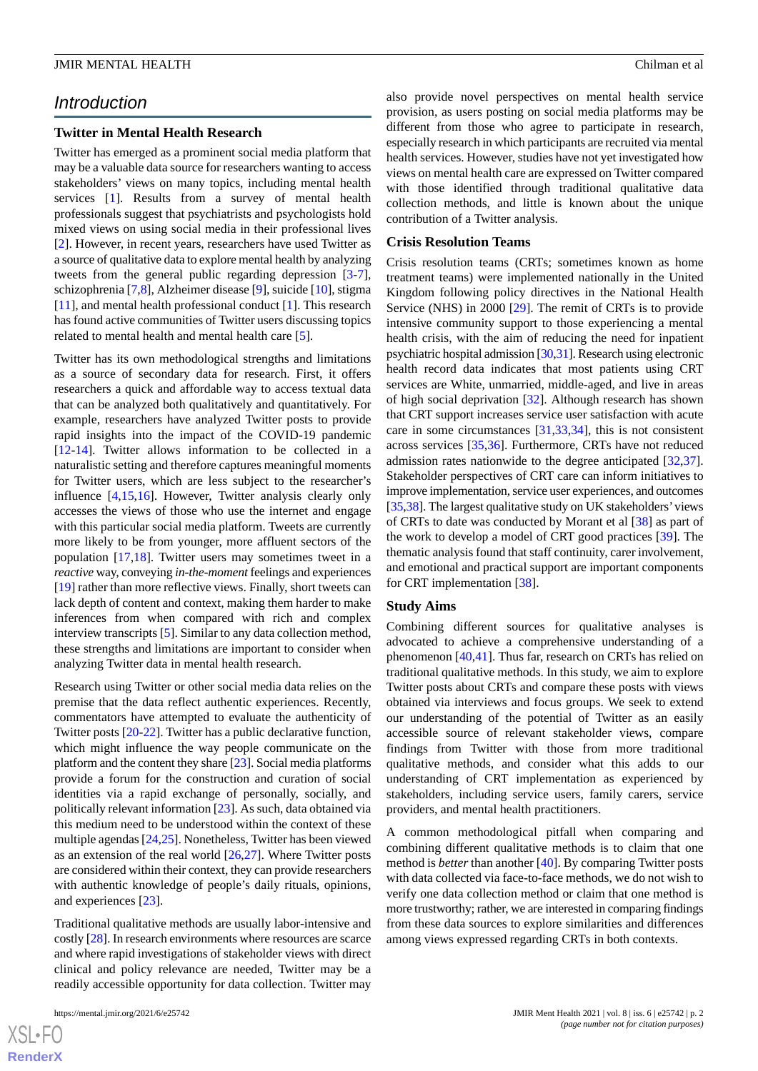## Introduction

### Twitter in Mental Health Research

Twitter has emerged as a prominent social media platform that may be a valuable data source for researchers wanting to access stakeholders' views on many topics, including mental health services [1]. Results from a survey of mental health professionals suggest that psychiatrists and psychologists hold mixed views on using social media in their professional lives [2]. However, in recent years, researchers have used Twitter as a source of qualitative data to explore mental health by analyzing tweets from the general public regarding depression [3-7], schizophrenia [7,8], Alzheimer disease [9], suicide [10], stigma [11], and mental health professional conduct [1]. This research has found active communities of Twitter users discussing topics related to mental health and mental health care [5].

Twitter has its own methodological strengths and limitations as a source of secondary data for research. First, it offers researchers a quick and affordable way to access textual data that can be analyzed both qualitatively and quantitatively. For example, researchers have analyzed Twitter posts to provide rapid insights into the impact of the COVID-19 pandemic [12-14]. Twitter allows information to be collected in a naturalistic setting and therefore captures meaningful moments for Twitter users, which are less subject to the researcher's influence [4,15,16]. However, Twitter analysis clearly only accesses the views of those who use the internet and engage with this particular social media platform. Tweets are currently more likely to be from younger, more affluent sectors of the population [17,18]. Twitter users may sometimes tweet in a *reactive* way, conveying *in-the-moment* feelings and experiences [19] rather than more reflective views. Finally, short tweets can lack depth of content and context, making them harder to make inferences from when compared with rich and complex interview transcripts [5]. Similar to any data collection method, these strengths and limitations are important to consider when analyzing Twitter data in mental health research.

Research using Twitter or other social media data relies on the premise that the data reflect authentic experiences. Recently, commentators have attempted to evaluate the authenticity of Twitter posts [20-22]. Twitter has a public declarative function, which might influence the way people communicate on the platform and the content they share [23]. Social media platforms provide a forum for the construction and curation of social identities via a rapid exchange of personally, socially, and politically relevant information [23]. As such, data obtained via this medium need to be understood within the context of these multiple agendas [24,25]. Nonetheless, Twitter has been viewed as an extension of the real world [26,27]. Where Twitter posts are considered within their context, they can provide researchers with authentic knowledge of people's daily rituals, opinions, and experiences [23].

Traditional qualitative methods are usually labor-intensive and costly [28]. In research environments where resources are scarce and where rapid investigations of stakeholder views with direct clinical and policy relevance are needed, Twitter may be a readily accessible opportunity for data collection. Twitter may also provide novel perspectives on mental health service provision, as users posting on social media platforms may be different from those who agree to participate in research, especially research in which participants are recruited via mental health services. However, studies have not yet investigated how views on mental health care are expressed on Twitter compared with those identified through traditional qualitative data collection methods, and little is known about the unique contribution of a Twitter analysis.

### Crisis Resolution Teams

Crisis resolution teams (CRTs; sometimes known as home treatment teams) were implemented nationally in the United Kingdom following policy directives in the National Health Service (NHS) in 2000 [29]. The remit of CRTs is to provide intensive community support to those experiencing a mental health crisis, with the aim of reducing the need for inpatient psychiatric hospital admission [30,31]. Research using electronic health record data indicates that most patients using CRT services are White, unmarried, middle-aged, and live in areas of high social deprivation [32]. Although research has shown that CRT support increases service user satisfaction with acute care in some circumstances [31,33,34], this is not consistent across services [35,36]. Furthermore, CRTs have not reduced admission rates nationwide to the degree anticipated [32,37]. Stakeholder perspectives of CRT care can inform initiatives to improve implementation, service user experiences, and outcomes [35,38]. The largest qualitative study on UK stakeholders' views of CRTs to date was conducted by Morant et al [38] as part of the work to develop a model of CRT good practices [39]. The thematic analysis found that staff continuity, carer involvement, and emotional and practical support are important components for CRT implementation [38].

### Study Aims

Combining different sources for qualitative analyses is advocated to achieve a comprehensive understanding of a phenomenon [40,41]. Thus far, research on CRTs has relied on traditional qualitative methods. In this study, we aim to explore Twitter posts about CRTs and compare these posts with views obtained via interviews and focus groups. We seek to extend our understanding of the potential of Twitter as an easily accessible source of relevant stakeholder views, compare findings from Twitter with those from more traditional qualitative methods, and consider what this adds to our understanding of CRT implementation as experienced by stakeholders, including service users, family carers, service providers, and mental health practitioners.

A common methodological pitfall when comparing and combining different qualitative methods is to claim that one method is *better* than another [40]. By comparing Twitter posts with data collected via face-to-face methods, we do not wish to verify one data collection method or claim that one method is more trustworthy; rather, we are interested in comparing findings from these data sources to explore similarities and differences among views expressed regarding CRTs in both contexts.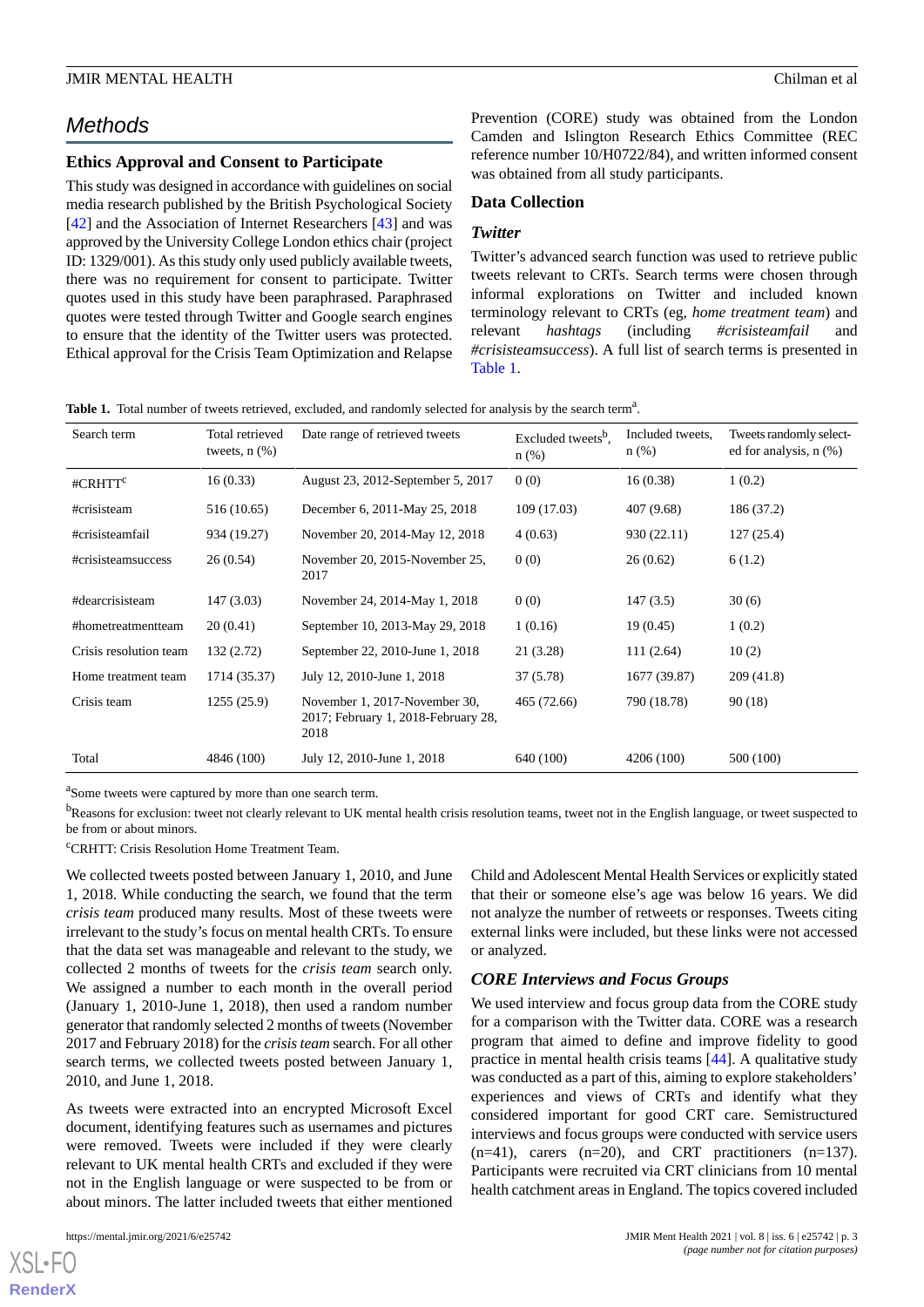## Methods

### Ethics Approval and Consent to Participate

This study was designed in accordance with guidelines on social media research published by the British Psychological Society [42] and the Association of Internet Researchers [43] and was approved by the University College London ethics chair (project ID: 1329/001). As this study only used publicly available tweets, there was no requirement for consent to participate. Twitter quotes used in this study have been paraphrased. Paraphrased quotes were tested through Twitter and Google search engines to ensure that the identity of the Twitter users was protected. Ethical approval for the Crisis Team Optimization and Relapse Prevention (CORE) study was obtained from the London Camden and Islington Research Ethics Committee (REC reference number 10/H0722/84), and written informed consent was obtained from all study participants.

### Data Collection

#### Twitter

Twitter's advanced search function was used to retrieve public tweets relevant to CRTs. Search terms were chosen through informal explorations on Twitter and included known terminology relevant to CRTs (eg, *home treatment team*) and relevant *hashtags* (including *#crisisteamfail* and *#crisisteamsuccess*). A full list of search terms is presented in Table 1.

**Table 1.** Total number of tweets retrieved, excluded, and randomly selected for analysis by the search term[a].

| Search term | Total retrieved tweets, n (%) | Date range of retrieved tweets | Excluded tweets[b], n (%) | Included tweets, n (%) | Tweets randomly selected for analysis, n (%) |
|---|---|---|---|---|---|
| #CRHTT[c] | 16 (0.33) | August 23, 2012-September 5, 2017 | 0 (0) | 16 (0.38) | 1 (0.2) |
| #crisisteam | 516 (10.65) | December 6, 2011-May 25, 2018 | 109 (17.03) | 407 (9.68) | 186 (37.2) |
| #crisisteamfail | 934 (19.27) | November 20, 2014-May 12, 2018 | 4 (0.63) | 930 (22.11) | 127 (25.4) |
| #crisisteamsuccess | 26 (0.54) | November 20, 2015-November 25, 2017 | 0 (0) | 26 (0.62) | 6 (1.2) |
| #dearcrisisteam | 147 (3.03) | November 24, 2014-May 1, 2018 | 0 (0) | 147 (3.5) | 30 (6) |
| #hometreatmentteam | 20 (0.41) | September 10, 2013-May 29, 2018 | 1 (0.16) | 19 (0.45) | 1 (0.2) |
| Crisis resolution team | 132 (2.72) | September 22, 2010-June 1, 2018 | 21 (3.28) | 111 (2.64) | 10 (2) |
| Home treatment team | 1714 (35.37) | July 12, 2010-June 1, 2018 | 37 (5.78) | 1677 (39.87) | 209 (41.8) |
| Crisis team | 1255 (25.9) | November 1, 2017-November 30, 2017; February 1, 2018-February 28, 2018 | 465 (72.66) | 790 (18.78) | 90 (18) |
| Total | 4846 (100) | July 12, 2010-June 1, 2018 | 640 (100) | 4206 (100) | 500 (100) |

[a]Some tweets were captured by more than one search term.

[b]Reasons for exclusion: tweet not clearly relevant to UK mental health crisis resolution teams, tweet not in the English language, or tweet suspected to be from or about minors.

[c]CRHTT: Crisis Resolution Home Treatment Team.

We collected tweets posted between January 1, 2010, and June 1, 2018. While conducting the search, we found that the term *crisis team* produced many results. Most of these tweets were irrelevant to the study's focus on mental health CRTs. To ensure that the data set was manageable and relevant to the study, we collected 2 months of tweets for the *crisis team* search only. We assigned a number to each month in the overall period (January 1, 2010-June 1, 2018), then used a random number generator that randomly selected 2 months of tweets (November 2017 and February 2018) for the *crisis team* search. For all other search terms, we collected tweets posted between January 1, 2010, and June 1, 2018.

As tweets were extracted into an encrypted Microsoft Excel document, identifying features such as usernames and pictures were removed. Tweets were included if they were clearly relevant to UK mental health CRTs and excluded if they were not in the English language or were suspected to be from or about minors. The latter included tweets that either mentioned Child and Adolescent Mental Health Services or explicitly stated that their or someone else's age was below 16 years. We did not analyze the number of retweets or responses. Tweets citing external links were included, but these links were not accessed or analyzed.

#### CORE Interviews and Focus Groups

We used interview and focus group data from the CORE study for a comparison with the Twitter data. CORE was a research program that aimed to define and improve fidelity to good practice in mental health crisis teams [44]. A qualitative study was conducted as a part of this, aiming to explore stakeholders' experiences and views of CRTs and identify what they considered important for good CRT care. Semistructured interviews and focus groups were conducted with service users (n=41), carers (n=20), and CRT practitioners (n=137). Participants were recruited via CRT clinicians from 10 mental health catchment areas in England. The topics covered included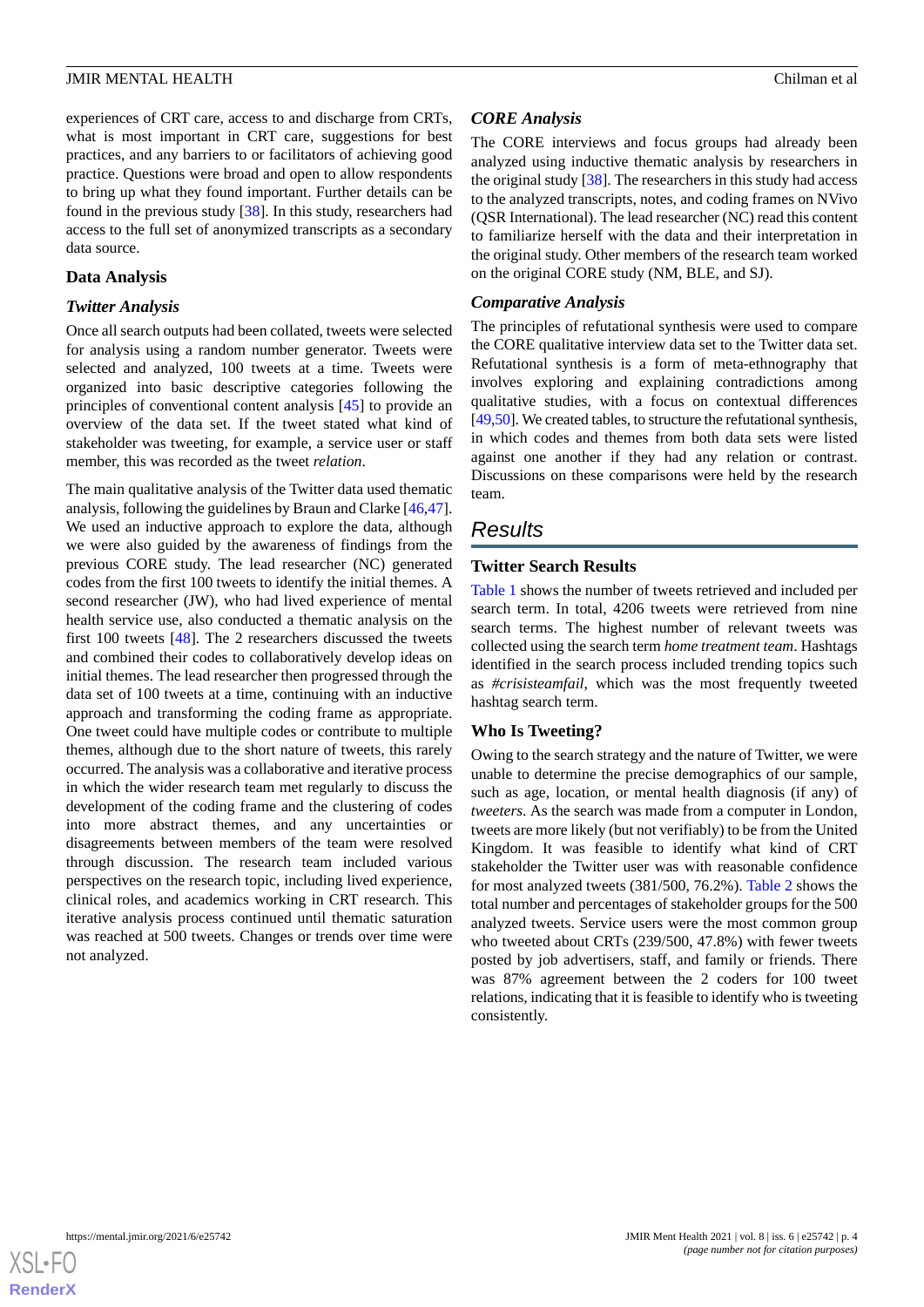experiences of CRT care, access to and discharge from CRTs, what is most important in CRT care, suggestions for best practices, and any barriers to or facilitators of achieving good practice. Questions were broad and open to allow respondents to bring up what they found important. Further details can be found in the previous study [38]. In this study, researchers had access to the full set of anonymized transcripts as a secondary data source.

### Data Analysis

#### *Twitter Analysis*

Once all search outputs had been collated, tweets were selected for analysis using a random number generator. Tweets were selected and analyzed, 100 tweets at a time. Tweets were organized into basic descriptive categories following the principles of conventional content analysis [45] to provide an overview of the data set. If the tweet stated what kind of stakeholder was tweeting, for example, a service user or staff member, this was recorded as the tweet *relation*.

The main qualitative analysis of the Twitter data used thematic analysis, following the guidelines by Braun and Clarke [46,47]. We used an inductive approach to explore the data, although we were also guided by the awareness of findings from the previous CORE study. The lead researcher (NC) generated codes from the first 100 tweets to identify the initial themes. A second researcher (JW), who had lived experience of mental health service use, also conducted a thematic analysis on the first 100 tweets [48]. The 2 researchers discussed the tweets and combined their codes to collaboratively develop ideas on initial themes. The lead researcher then progressed through the data set of 100 tweets at a time, continuing with an inductive approach and transforming the coding frame as appropriate. One tweet could have multiple codes or contribute to multiple themes, although due to the short nature of tweets, this rarely occurred. The analysis was a collaborative and iterative process in which the wider research team met regularly to discuss the development of the coding frame and the clustering of codes into more abstract themes, and any uncertainties or disagreements between members of the team were resolved through discussion. The research team included various perspectives on the research topic, including lived experience, clinical roles, and academics working in CRT research. This iterative analysis process continued until thematic saturation was reached at 500 tweets. Changes or trends over time were not analyzed.

#### *CORE Analysis*

The CORE interviews and focus groups had already been analyzed using inductive thematic analysis by researchers in the original study [38]. The researchers in this study had access to the analyzed transcripts, notes, and coding frames on NVivo (QSR International). The lead researcher (NC) read this content to familiarize herself with the data and their interpretation in the original study. Other members of the research team worked on the original CORE study (NM, BLE, and SJ).

#### *Comparative Analysis*

The principles of refutational synthesis were used to compare the CORE qualitative interview data set to the Twitter data set. Refutational synthesis is a form of meta-ethnography that involves exploring and explaining contradictions among qualitative studies, with a focus on contextual differences [49,50]. We created tables, to structure the refutational synthesis, in which codes and themes from both data sets were listed against one another if they had any relation or contrast. Discussions on these comparisons were held by the research team.

## Results

### Twitter Search Results

Table 1 shows the number of tweets retrieved and included per search term. In total, 4206 tweets were retrieved from nine search terms. The highest number of relevant tweets was collected using the search term *home treatment team*. Hashtags identified in the search process included trending topics such as *#crisisteamfail*, which was the most frequently tweeted hashtag search term.

### Who Is Tweeting?

Owing to the search strategy and the nature of Twitter, we were unable to determine the precise demographics of our sample, such as age, location, or mental health diagnosis (if any) of *tweeters*. As the search was made from a computer in London, tweets are more likely (but not verifiably) to be from the United Kingdom. It was feasible to identify what kind of CRT stakeholder the Twitter user was with reasonable confidence for most analyzed tweets (381/500, 76.2%). Table 2 shows the total number and percentages of stakeholder groups for the 500 analyzed tweets. Service users were the most common group who tweeted about CRTs (239/500, 47.8%) with fewer tweets posted by job advertisers, staff, and family or friends. There was 87% agreement between the 2 coders for 100 tweet relations, indicating that it is feasible to identify who is tweeting consistently.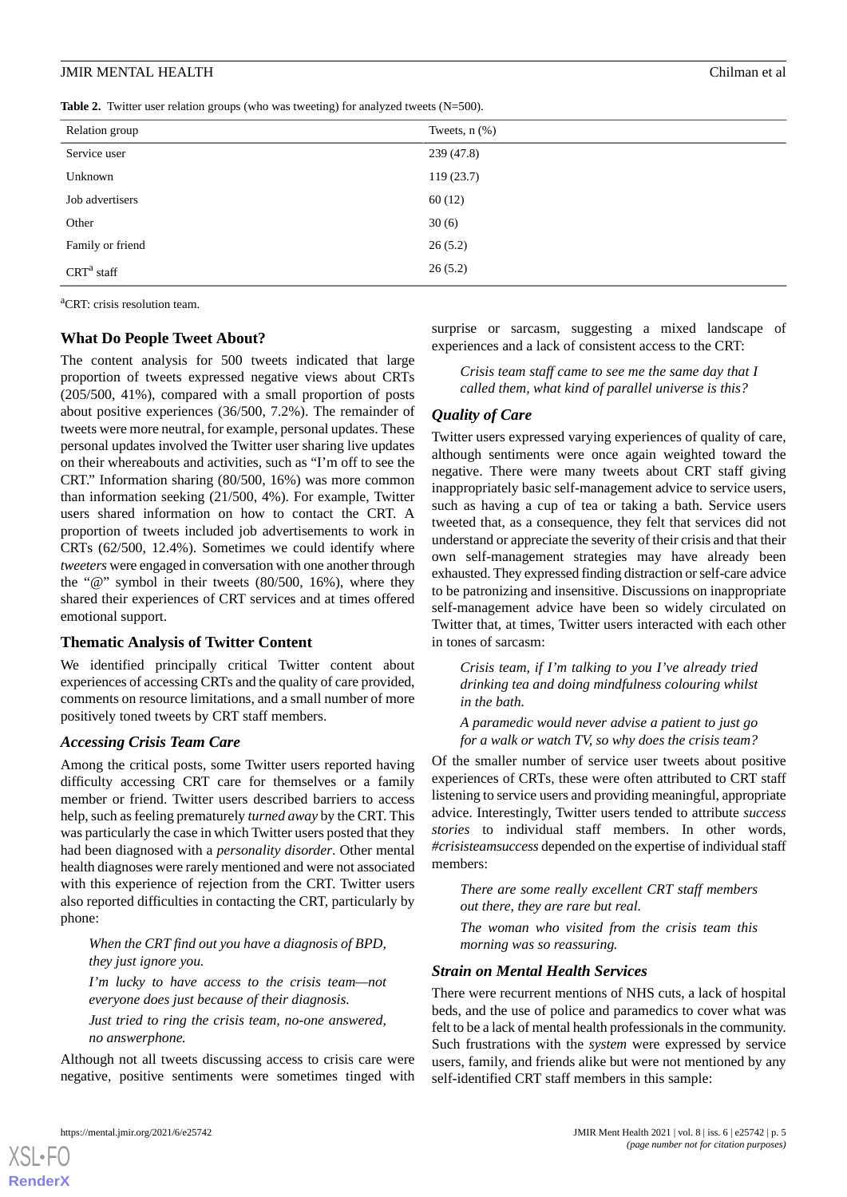**Table 2.** Twitter user relation groups (who was tweeting) for analyzed tweets (N=500).

| Relation group | Tweets, n (%) |
|---|---|
| Service user | 239 (47.8) |
| Unknown | 119 (23.7) |
| Job advertisers | 60 (12) |
| Other | 30 (6) |
| Family or friend | 26 (5.2) |
| CRT[a] staff | 26 (5.2) |

[a]CRT: crisis resolution team.

### What Do People Tweet About?

The content analysis for 500 tweets indicated that large proportion of tweets expressed negative views about CRTs (205/500, 41%), compared with a small proportion of posts about positive experiences (36/500, 7.2%). The remainder of tweets were more neutral, for example, personal updates. These personal updates involved the Twitter user sharing live updates on their whereabouts and activities, such as "I'm off to see the CRT." Information sharing (80/500, 16%) was more common than information seeking (21/500, 4%). For example, Twitter users shared information on how to contact the CRT. A proportion of tweets included job advertisements to work in CRTs (62/500, 12.4%). Sometimes we could identify where *tweeters* were engaged in conversation with one another through the "@" symbol in their tweets (80/500, 16%), where they shared their experiences of CRT services and at times offered emotional support.

### Thematic Analysis of Twitter Content

We identified principally critical Twitter content about experiences of accessing CRTs and the quality of care provided, comments on resource limitations, and a small number of more positively toned tweets by CRT staff members.

#### *Accessing Crisis Team Care*

Among the critical posts, some Twitter users reported having difficulty accessing CRT care for themselves or a family member or friend. Twitter users described barriers to access help, such as feeling prematurely *turned away* by the CRT. This was particularly the case in which Twitter users posted that they had been diagnosed with a *personality disorder*. Other mental health diagnoses were rarely mentioned and were not associated with this experience of rejection from the CRT. Twitter users also reported difficulties in contacting the CRT, particularly by phone:

> *When the CRT find out you have a diagnosis of BPD, they just ignore you.*
>
> *I'm lucky to have access to the crisis team—not everyone does just because of their diagnosis.*
>
> *Just tried to ring the crisis team, no-one answered, no answerphone.*

Although not all tweets discussing access to crisis care were negative, positive sentiments were sometimes tinged with surprise or sarcasm, suggesting a mixed landscape of experiences and a lack of consistent access to the CRT:

> *Crisis team staff came to see me the same day that I called them, what kind of parallel universe is this?*

#### *Quality of Care*

Twitter users expressed varying experiences of quality of care, although sentiments were once again weighted toward the negative. There were many tweets about CRT staff giving inappropriately basic self-management advice to service users, such as having a cup of tea or taking a bath. Service users tweeted that, as a consequence, they felt that services did not understand or appreciate the severity of their crisis and that their own self-management strategies may have already been exhausted. They expressed finding distraction or self-care advice to be patronizing and insensitive. Discussions on inappropriate self-management advice have been so widely circulated on Twitter that, at times, Twitter users interacted with each other in tones of sarcasm:

> *Crisis team, if I'm talking to you I've already tried drinking tea and doing mindfulness colouring whilst in the bath.*
>
> *A paramedic would never advise a patient to just go for a walk or watch TV, so why does the crisis team?*

Of the smaller number of service user tweets about positive experiences of CRTs, these were often attributed to CRT staff listening to service users and providing meaningful, appropriate advice. Interestingly, Twitter users tended to attribute *success stories* to individual staff members. In other words, *#crisisteamsuccess* depended on the expertise of individual staff members:

> *There are some really excellent CRT staff members out there, they are rare but real.*
>
> *The woman who visited from the crisis team this morning was so reassuring.*

#### *Strain on Mental Health Services*

There were recurrent mentions of NHS cuts, a lack of hospital beds, and the use of police and paramedics to cover what was felt to be a lack of mental health professionals in the community. Such frustrations with the *system* were expressed by service users, family, and friends alike but were not mentioned by any self-identified CRT staff members in this sample: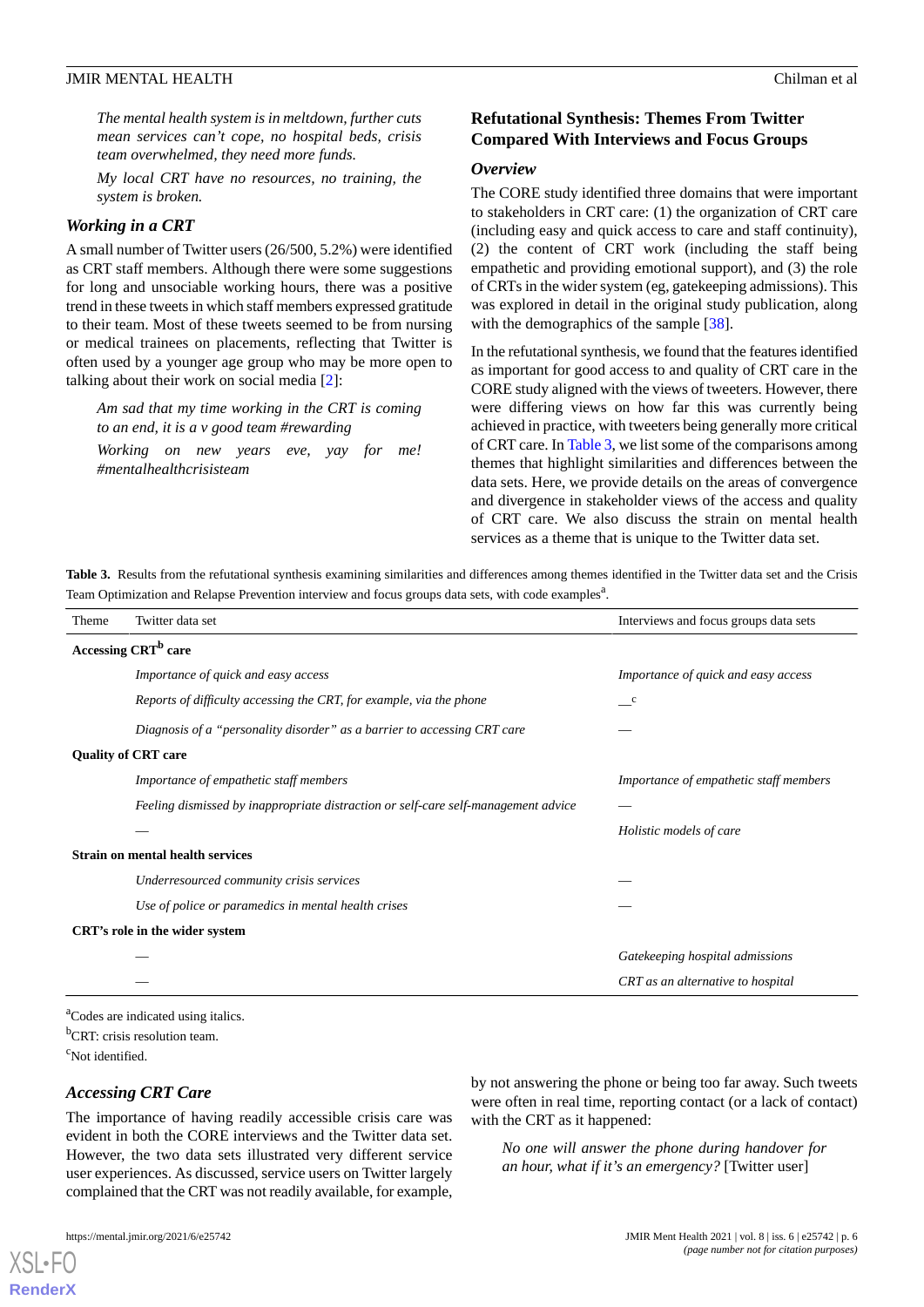*The mental health system is in meltdown, further cuts mean services can't cope, no hospital beds, crisis team overwhelmed, they need more funds.*

*My local CRT have no resources, no training, the system is broken.*

### Working in a CRT

A small number of Twitter users (26/500, 5.2%) were identified as CRT staff members. Although there were some suggestions for long and unsociable working hours, there was a positive trend in these tweets in which staff members expressed gratitude to their team. Most of these tweets seemed to be from nursing or medical trainees on placements, reflecting that Twitter is often used by a younger age group who may be more open to talking about their work on social media [2]:

*Am sad that my time working in the CRT is coming to an end, it is a v good team #rewarding*

*Working on new years eve, yay for me! #mentalhealthcrisisteam*

## Refutational Synthesis: Themes From Twitter Compared With Interviews and Focus Groups

### Overview

The CORE study identified three domains that were important to stakeholders in CRT care: (1) the organization of CRT care (including easy and quick access to care and staff continuity), (2) the content of CRT work (including the staff being empathetic and providing emotional support), and (3) the role of CRTs in the wider system (eg, gatekeeping admissions). This was explored in detail in the original study publication, along with the demographics of the sample [38].

In the refutational synthesis, we found that the features identified as important for good access to and quality of CRT care in the CORE study aligned with the views of tweeters. However, there were differing views on how far this was currently being achieved in practice, with tweeters being generally more critical of CRT care. In Table 3, we list some of the comparisons among themes that highlight similarities and differences between the data sets. Here, we provide details on the areas of convergence and divergence in stakeholder views of the access and quality of CRT care. We also discuss the strain on mental health services as a theme that is unique to the Twitter data set.

**Table 3.** Results from the refutational synthesis examining similarities and differences among themes identified in the Twitter data set and the Crisis Team Optimization and Relapse Prevention interview and focus groups data sets, with code examples[a].

| Theme | Twitter data set | Interviews and focus groups data sets |
|---|---|---|
| **Accessing CRT[b] care** | | |
| | *Importance of quick and easy access* | *Importance of quick and easy access* |
| | *Reports of difficulty accessing the CRT, for example, via the phone* | —[c] |
| | *Diagnosis of a "personality disorder" as a barrier to accessing CRT care* | — |
| **Quality of CRT care** | | |
| | *Importance of empathetic staff members* | *Importance of empathetic staff members* |
| | *Feeling dismissed by inappropriate distraction or self-care self-management advice* | — |
| | — | *Holistic models of care* |
| **Strain on mental health services** | | |
| | *Underresourced community crisis services* | — |
| | *Use of police or paramedics in mental health crises* | — |
| **CRT's role in the wider system** | | |
| | — | *Gatekeeping hospital admissions* |
| | — | *CRT as an alternative to hospital* |

[a]Codes are indicated using italics.

[b]CRT: crisis resolution team.

[c]Not identified.

### Accessing CRT Care

The importance of having readily accessible crisis care was evident in both the CORE interviews and the Twitter data set. However, the two data sets illustrated very different service user experiences. As discussed, service users on Twitter largely complained that the CRT was not readily available, for example, by not answering the phone or being too far away. Such tweets were often in real time, reporting contact (or a lack of contact) with the CRT as it happened:

*No one will answer the phone during handover for an hour, what if it's an emergency?* [Twitter user]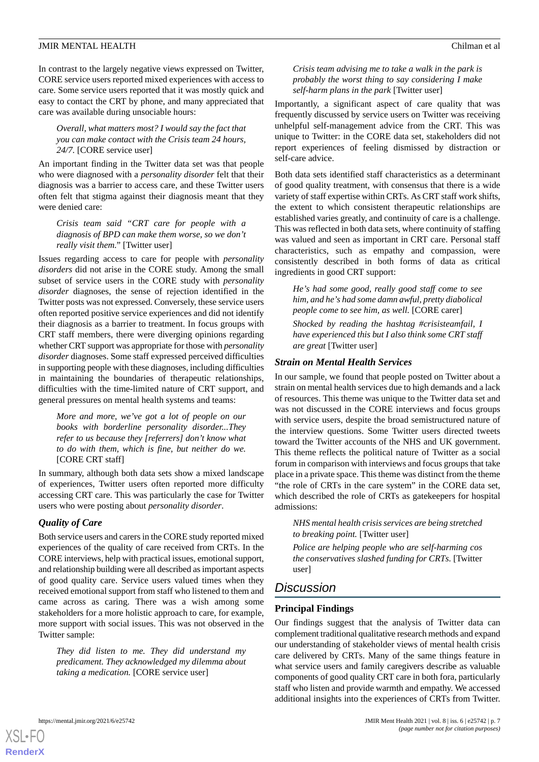In contrast to the largely negative views expressed on Twitter, CORE service users reported mixed experiences with access to care. Some service users reported that it was mostly quick and easy to contact the CRT by phone, and many appreciated that care was available during unsociable hours:

> *Overall, what matters most? I would say the fact that you can make contact with the Crisis team 24 hours, 24/7.* [CORE service user]

An important finding in the Twitter data set was that people who were diagnosed with a *personality disorder* felt that their diagnosis was a barrier to access care, and these Twitter users often felt that stigma against their diagnosis meant that they were denied care:

> *Crisis team said "CRT care for people with a diagnosis of BPD can make them worse, so we don't really visit them."* [Twitter user]

Issues regarding access to care for people with *personality disorders* did not arise in the CORE study. Among the small subset of service users in the CORE study with *personality disorder* diagnoses, the sense of rejection identified in the Twitter posts was not expressed. Conversely, these service users often reported positive service experiences and did not identify their diagnosis as a barrier to treatment. In focus groups with CRT staff members, there were diverging opinions regarding whether CRT support was appropriate for those with *personality disorder* diagnoses. Some staff expressed perceived difficulties in supporting people with these diagnoses, including difficulties in maintaining the boundaries of therapeutic relationships, difficulties with the time-limited nature of CRT support, and general pressures on mental health systems and teams:

> *More and more, we've got a lot of people on our books with borderline personality disorder...They refer to us because they [referrers] don't know what to do with them, which is fine, but neither do we.* [CORE CRT staff]

In summary, although both data sets show a mixed landscape of experiences, Twitter users often reported more difficulty accessing CRT care. This was particularly the case for Twitter users who were posting about *personality disorder*.

### Quality of Care

Both service users and carers in the CORE study reported mixed experiences of the quality of care received from CRTs. In the CORE interviews, help with practical issues, emotional support, and relationship building were all described as important aspects of good quality care. Service users valued times when they received emotional support from staff who listened to them and came across as caring. There was a wish among some stakeholders for a more holistic approach to care, for example, more support with social issues. This was not observed in the Twitter sample:

> *They did listen to me. They did understand my predicament. They acknowledged my dilemma about taking a medication.* [CORE service user]

> *Crisis team advising me to take a walk in the park is probably the worst thing to say considering I make self-harm plans in the park* [Twitter user]

Importantly, a significant aspect of care quality that was frequently discussed by service users on Twitter was receiving unhelpful self-management advice from the CRT. This was unique to Twitter: in the CORE data set, stakeholders did not report experiences of feeling dismissed by distraction or self-care advice.

Both data sets identified staff characteristics as a determinant of good quality treatment, with consensus that there is a wide variety of staff expertise within CRTs. As CRT staff work shifts, the extent to which consistent therapeutic relationships are established varies greatly, and continuity of care is a challenge. This was reflected in both data sets, where continuity of staffing was valued and seen as important in CRT care. Personal staff characteristics, such as empathy and compassion, were consistently described in both forms of data as critical ingredients in good CRT support:

> *He's had some good, really good staff come to see him, and he's had some damn awful, pretty diabolical people come to see him, as well.* [CORE carer]

> *Shocked by reading the hashtag #crisisteamfail, I have experienced this but I also think some CRT staff are great* [Twitter user]

### Strain on Mental Health Services

In our sample, we found that people posted on Twitter about a strain on mental health services due to high demands and a lack of resources. This theme was unique to the Twitter data set and was not discussed in the CORE interviews and focus groups with service users, despite the broad semistructured nature of the interview questions. Some Twitter users directed tweets toward the Twitter accounts of the NHS and UK government. This theme reflects the political nature of Twitter as a social forum in comparison with interviews and focus groups that take place in a private space. This theme was distinct from the theme "the role of CRTs in the care system" in the CORE data set, which described the role of CRTs as gatekeepers for hospital admissions:

> *NHS mental health crisis services are being stretched to breaking point.* [Twitter user]

> *Police are helping people who are self-harming cos the conservatives slashed funding for CRTs.* [Twitter user]

## Discussion

### Principal Findings

Our findings suggest that the analysis of Twitter data can complement traditional qualitative research methods and expand our understanding of stakeholder views of mental health crisis care delivered by CRTs. Many of the same things feature in what service users and family caregivers describe as valuable components of good quality CRT care in both fora, particularly staff who listen and provide warmth and empathy. We accessed additional insights into the experiences of CRTs from Twitter.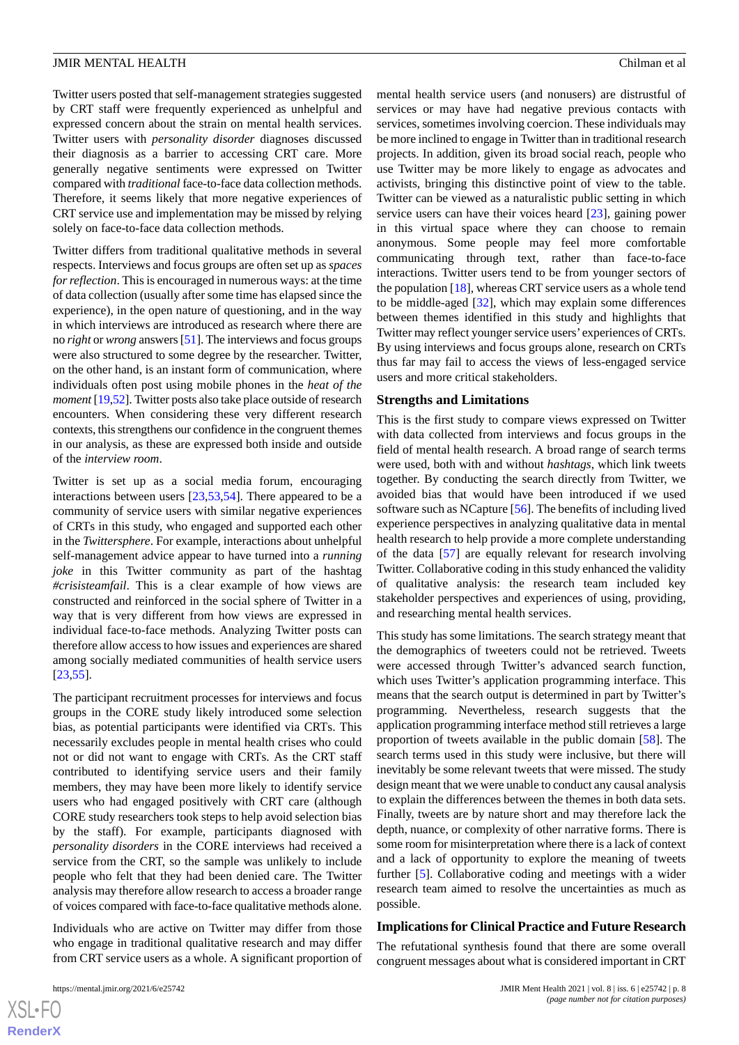Twitter users posted that self-management strategies suggested by CRT staff were frequently experienced as unhelpful and expressed concern about the strain on mental health services. Twitter users with *personality disorder* diagnoses discussed their diagnosis as a barrier to accessing CRT care. More generally negative sentiments were expressed on Twitter compared with *traditional* face-to-face data collection methods. Therefore, it seems likely that more negative experiences of CRT service use and implementation may be missed by relying solely on face-to-face data collection methods.

Twitter differs from traditional qualitative methods in several respects. Interviews and focus groups are often set up as *spaces for reflection*. This is encouraged in numerous ways: at the time of data collection (usually after some time has elapsed since the experience), in the open nature of questioning, and in the way in which interviews are introduced as research where there are no *right* or *wrong* answers [51]. The interviews and focus groups were also structured to some degree by the researcher. Twitter, on the other hand, is an instant form of communication, where individuals often post using mobile phones in the *heat of the moment* [19,52]. Twitter posts also take place outside of research encounters. When considering these very different research contexts, this strengthens our confidence in the congruent themes in our analysis, as these are expressed both inside and outside of the *interview room*.

Twitter is set up as a social media forum, encouraging interactions between users [23,53,54]. There appeared to be a community of service users with similar negative experiences of CRTs in this study, who engaged and supported each other in the *Twittersphere*. For example, interactions about unhelpful self-management advice appear to have turned into a *running joke* in this Twitter community as part of the hashtag *#crisisteamfail*. This is a clear example of how views are constructed and reinforced in the social sphere of Twitter in a way that is very different from how views are expressed in individual face-to-face methods. Analyzing Twitter posts can therefore allow access to how issues and experiences are shared among socially mediated communities of health service users [23,55].

The participant recruitment processes for interviews and focus groups in the CORE study likely introduced some selection bias, as potential participants were identified via CRTs. This necessarily excludes people in mental health crises who could not or did not want to engage with CRTs. As the CRT staff contributed to identifying service users and their family members, they may have been more likely to identify service users who had engaged positively with CRT care (although CORE study researchers took steps to help avoid selection bias by the staff). For example, participants diagnosed with *personality disorders* in the CORE interviews had received a service from the CRT, so the sample was unlikely to include people who felt that they had been denied care. The Twitter analysis may therefore allow research to access a broader range of voices compared with face-to-face qualitative methods alone.

Individuals who are active on Twitter may differ from those who engage in traditional qualitative research and may differ from CRT service users as a whole. A significant proportion of mental health service users (and nonusers) are distrustful of services or may have had negative previous contacts with services, sometimes involving coercion. These individuals may be more inclined to engage in Twitter than in traditional research projects. In addition, given its broad social reach, people who use Twitter may be more likely to engage as advocates and activists, bringing this distinctive point of view to the table. Twitter can be viewed as a naturalistic public setting in which service users can have their voices heard [23], gaining power in this virtual space where they can choose to remain anonymous. Some people may feel more comfortable communicating through text, rather than face-to-face interactions. Twitter users tend to be from younger sectors of the population [18], whereas CRT service users as a whole tend to be middle-aged [32], which may explain some differences between themes identified in this study and highlights that Twitter may reflect younger service users' experiences of CRTs. By using interviews and focus groups alone, research on CRTs thus far may fail to access the views of less-engaged service users and more critical stakeholders.

## Strengths and Limitations

This is the first study to compare views expressed on Twitter with data collected from interviews and focus groups in the field of mental health research. A broad range of search terms were used, both with and without *hashtags*, which link tweets together. By conducting the search directly from Twitter, we avoided bias that would have been introduced if we used software such as NCapture [56]. The benefits of including lived experience perspectives in analyzing qualitative data in mental health research to help provide a more complete understanding of the data [57] are equally relevant for research involving Twitter. Collaborative coding in this study enhanced the validity of qualitative analysis: the research team included key stakeholder perspectives and experiences of using, providing, and researching mental health services.

This study has some limitations. The search strategy meant that the demographics of tweeters could not be retrieved. Tweets were accessed through Twitter's advanced search function, which uses Twitter's application programming interface. This means that the search output is determined in part by Twitter's programming. Nevertheless, research suggests that the application programming interface method still retrieves a large proportion of tweets available in the public domain [58]. The search terms used in this study were inclusive, but there will inevitably be some relevant tweets that were missed. The study design meant that we were unable to conduct any causal analysis to explain the differences between the themes in both data sets. Finally, tweets are by nature short and may therefore lack the depth, nuance, or complexity of other narrative forms. There is some room for misinterpretation where there is a lack of context and a lack of opportunity to explore the meaning of tweets further [5]. Collaborative coding and meetings with a wider research team aimed to resolve the uncertainties as much as possible.

## Implications for Clinical Practice and Future Research

The refutational synthesis found that there are some overall congruent messages about what is considered important in CRT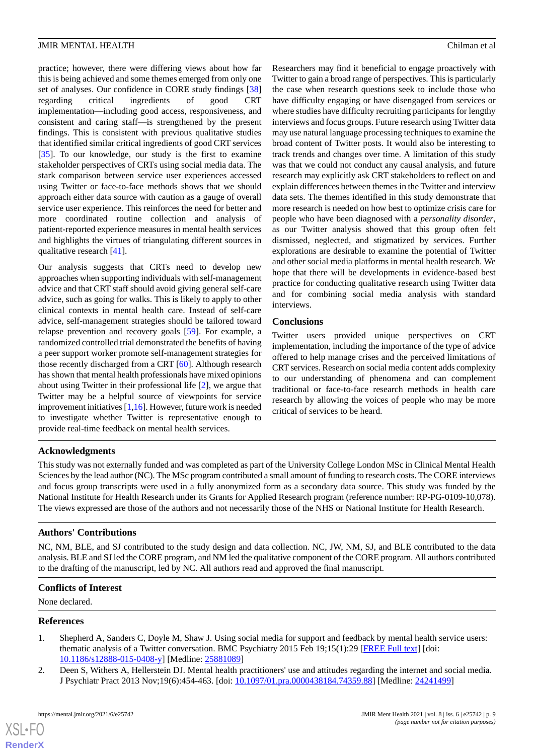practice; however, there were differing views about how far this is being achieved and some themes emerged from only one set of analyses. Our confidence in CORE study findings [38] regarding critical ingredients of good CRT implementation—including good access, responsiveness, and consistent and caring staff—is strengthened by the present findings. This is consistent with previous qualitative studies that identified similar critical ingredients of good CRT services [35]. To our knowledge, our study is the first to examine stakeholder perspectives of CRTs using social media data. The stark comparison between service user experiences accessed using Twitter or face-to-face methods shows that we should approach either data source with caution as a gauge of overall service user experience. This reinforces the need for better and more coordinated routine collection and analysis of patient-reported experience measures in mental health services and highlights the virtues of triangulating different sources in qualitative research [41].

Our analysis suggests that CRTs need to develop new approaches when supporting individuals with self-management advice and that CRT staff should avoid giving general self-care advice, such as going for walks. This is likely to apply to other clinical contexts in mental health care. Instead of self-care advice, self-management strategies should be tailored toward relapse prevention and recovery goals [59]. For example, a randomized controlled trial demonstrated the benefits of having a peer support worker promote self-management strategies for those recently discharged from a CRT [60]. Although research has shown that mental health professionals have mixed opinions about using Twitter in their professional life [2], we argue that Twitter may be a helpful source of viewpoints for service improvement initiatives [1,16]. However, future work is needed to investigate whether Twitter is representative enough to provide real-time feedback on mental health services.

Researchers may find it beneficial to engage proactively with Twitter to gain a broad range of perspectives. This is particularly the case when research questions seek to include those who have difficulty engaging or have disengaged from services or where studies have difficulty recruiting participants for lengthy interviews and focus groups. Future research using Twitter data may use natural language processing techniques to examine the broad content of Twitter posts. It would also be interesting to track trends and changes over time. A limitation of this study was that we could not conduct any causal analysis, and future research may explicitly ask CRT stakeholders to reflect on and explain differences between themes in the Twitter and interview data sets. The themes identified in this study demonstrate that more research is needed on how best to optimize crisis care for people who have been diagnosed with a *personality disorder*, as our Twitter analysis showed that this group often felt dismissed, neglected, and stigmatized by services. Further explorations are desirable to examine the potential of Twitter and other social media platforms in mental health research. We hope that there will be developments in evidence-based best practice for conducting qualitative research using Twitter data and for combining social media analysis with standard interviews.

## Conclusions

Twitter users provided unique perspectives on CRT implementation, including the importance of the type of advice offered to help manage crises and the perceived limitations of CRT services. Research on social media content adds complexity to our understanding of phenomena and can complement traditional or face-to-face research methods in health care research by allowing the voices of people who may be more critical of services to be heard.

## Acknowledgments

This study was not externally funded and was completed as part of the University College London MSc in Clinical Mental Health Sciences by the lead author (NC). The MSc program contributed a small amount of funding to research costs. The CORE interviews and focus group transcripts were used in a fully anonymized form as a secondary data source. This study was funded by the National Institute for Health Research under its Grants for Applied Research program (reference number: RP-PG-0109-10,078). The views expressed are those of the authors and not necessarily those of the NHS or National Institute for Health Research.

## Authors' Contributions

NC, NM, BLE, and SJ contributed to the study design and data collection. NC, JW, NM, SJ, and BLE contributed to the data analysis. BLE and SJ led the CORE program, and NM led the qualitative component of the CORE program. All authors contributed to the drafting of the manuscript, led by NC. All authors read and approved the final manuscript.

## Conflicts of Interest

None declared.

## References

1. Shepherd A, Sanders C, Doyle M, Shaw J. Using social media for support and feedback by mental health service users: thematic analysis of a Twitter conversation. BMC Psychiatry 2015 Feb 19;15(1):29 [FREE Full text] [doi: 10.1186/s12888-015-0408-y] [Medline: 25881089]
2. Deen S, Withers A, Hellerstein DJ. Mental health practitioners' use and attitudes regarding the internet and social media. J Psychiatr Pract 2013 Nov;19(6):454-463. [doi: 10.1097/01.pra.0000438184.74359.88] [Medline: 24241499]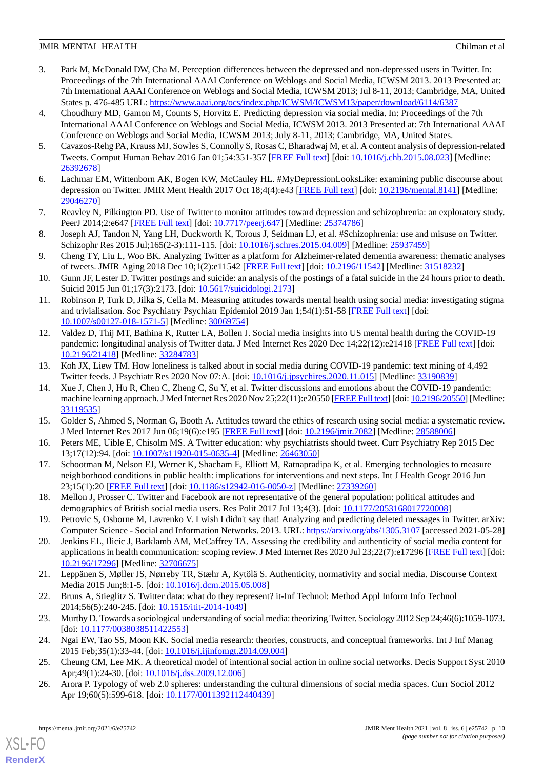3. Park M, McDonald DW, Cha M. Perception differences between the depressed and non-depressed users in Twitter. In: Proceedings of the 7th International AAAI Conference on Weblogs and Social Media, ICWSM 2013. 2013 Presented at: 7th International AAAI Conference on Weblogs and Social Media, ICWSM 2013; Jul 8-11, 2013; Cambridge, MA, United States p. 476-485 URL: [https://www.aaai.org/ocs/index.php/ICWSM/ICWSM13/paper/download/6114/6387](https://www.aaai.org/ocs/index.php/ICWSM/ICWSM13/paper/download/6114/6387)
4. Choudhury MD, Gamon M, Counts S, Horvitz E. Predicting depression via social media. In: Proceedings of the 7th International AAAI Conference on Weblogs and Social Media, ICWSM 2013. 2013 Presented at: 7th International AAAI Conference on Weblogs and Social Media, ICWSM 2013; July 8-11, 2013; Cambridge, MA, United States.
5. Cavazos-Rehg PA, Krauss MJ, Sowles S, Connolly S, Rosas C, Bharadwaj M, et al. A content analysis of depression-related Tweets. Comput Human Behav 2016 Jan 01;54:351-357 [FREE Full text] [doi: 10.1016/j.chb.2015.08.023] [Medline: 26392678]
6. Lachmar EM, Wittenborn AK, Bogen KW, McCauley HL. #MyDepressionLooksLike: examining public discourse about depression on Twitter. JMIR Ment Health 2017 Oct 18;4(4):e43 [FREE Full text] [doi: 10.2196/mental.8141] [Medline: 29046270]
7. Reavley N, Pilkington PD. Use of Twitter to monitor attitudes toward depression and schizophrenia: an exploratory study. PeerJ 2014;2:e647 [FREE Full text] [doi: 10.7717/peerj.647] [Medline: 25374786]
8. Joseph AJ, Tandon N, Yang LH, Duckworth K, Torous J, Seidman LJ, et al. #Schizophrenia: use and misuse on Twitter. Schizophr Res 2015 Jul;165(2-3):111-115. [doi: 10.1016/j.schres.2015.04.009] [Medline: 25937459]
9. Cheng TY, Liu L, Woo BK. Analyzing Twitter as a platform for Alzheimer-related dementia awareness: thematic analyses of tweets. JMIR Aging 2018 Dec 10;1(2):e11542 [FREE Full text] [doi: 10.2196/11542] [Medline: 31518232]
10. Gunn JF, Lester D. Twitter postings and suicide: an analysis of the postings of a fatal suicide in the 24 hours prior to death. Suicid 2015 Jun 01;17(3):2173. [doi: 10.5617/suicidologi.2173]
11. Robinson P, Turk D, Jilka S, Cella M. Measuring attitudes towards mental health using social media: investigating stigma and trivialisation. Soc Psychiatry Psychiatr Epidemiol 2019 Jan 1;54(1):51-58 [FREE Full text] [doi: 10.1007/s00127-018-1571-5] [Medline: 30069754]
12. Valdez D, Thij MT, Bathina K, Rutter LA, Bollen J. Social media insights into US mental health during the COVID-19 pandemic: longitudinal analysis of Twitter data. J Med Internet Res 2020 Dec 14;22(12):e21418 [FREE Full text] [doi: 10.2196/21418] [Medline: 33284783]
13. Koh JX, Liew TM. How loneliness is talked about in social media during COVID-19 pandemic: text mining of 4,492 Twitter feeds. J Psychiatr Res 2020 Nov 07:A. [doi: 10.1016/j.jpsychires.2020.11.015] [Medline: 33190839]
14. Xue J, Chen J, Hu R, Chen C, Zheng C, Su Y, et al. Twitter discussions and emotions about the COVID-19 pandemic: machine learning approach. J Med Internet Res 2020 Nov 25;22(11):e20550 [FREE Full text] [doi: 10.2196/20550] [Medline: 33119535]
15. Golder S, Ahmed S, Norman G, Booth A. Attitudes toward the ethics of research using social media: a systematic review. J Med Internet Res 2017 Jun 06;19(6):e195 [FREE Full text] [doi: 10.2196/jmir.7082] [Medline: 28588006]
16. Peters ME, Uible E, Chisolm MS. A Twitter education: why psychiatrists should tweet. Curr Psychiatry Rep 2015 Dec 13;17(12):94. [doi: 10.1007/s11920-015-0635-4] [Medline: 26463050]
17. Schootman M, Nelson EJ, Werner K, Shacham E, Elliott M, Ratnapradipa K, et al. Emerging technologies to measure neighborhood conditions in public health: implications for interventions and next steps. Int J Health Geogr 2016 Jun 23;15(1):20 [FREE Full text] [doi: 10.1186/s12942-016-0050-z] [Medline: 27339260]
18. Mellon J, Prosser C. Twitter and Facebook are not representative of the general population: political attitudes and demographics of British social media users. Res Polit 2017 Jul 13;4(3). [doi: 10.1177/2053168017720008]
19. Petrovic S, Osborne M, Lavrenko V. I wish I didn't say that! Analyzing and predicting deleted messages in Twitter. arXiv: Computer Science - Social and Information Networks. 2013. URL: [https://arxiv.org/abs/1305.3107](https://arxiv.org/abs/1305.3107) [accessed 2021-05-28]
20. Jenkins EL, Ilicic J, Barklamb AM, McCaffrey TA. Assessing the credibility and authenticity of social media content for applications in health communication: scoping review. J Med Internet Res 2020 Jul 23;22(7):e17296 [FREE Full text] [doi: 10.2196/17296] [Medline: 32706675]
21. Leppänen S, Møller JS, Nørreby TR, Stæhr A, Kytölä S. Authenticity, normativity and social media. Discourse Context Media 2015 Jun;8:1-5. [doi: 10.1016/j.dcm.2015.05.008]
22. Bruns A, Stieglitz S. Twitter data: what do they represent? it-Inf Technol: Method Appl Inform Info Technol 2014;56(5):240-245. [doi: 10.1515/itit-2014-1049]
23. Murthy D. Towards a sociological understanding of social media: theorizing Twitter. Sociology 2012 Sep 24;46(6):1059-1073. [doi: 10.1177/0038038511422553]
24. Ngai EW, Tao SS, Moon KK. Social media research: theories, constructs, and conceptual frameworks. Int J Inf Manag 2015 Feb;35(1):33-44. [doi: 10.1016/j.ijinfomgt.2014.09.004]
25. Cheung CM, Lee MK. A theoretical model of intentional social action in online social networks. Decis Support Syst 2010 Apr;49(1):24-30. [doi: 10.1016/j.dss.2009.12.006]
26. Arora P. Typology of web 2.0 spheres: understanding the cultural dimensions of social media spaces. Curr Sociol 2012 Apr 19;60(5):599-618. [doi: 10.1177/0011392112440439]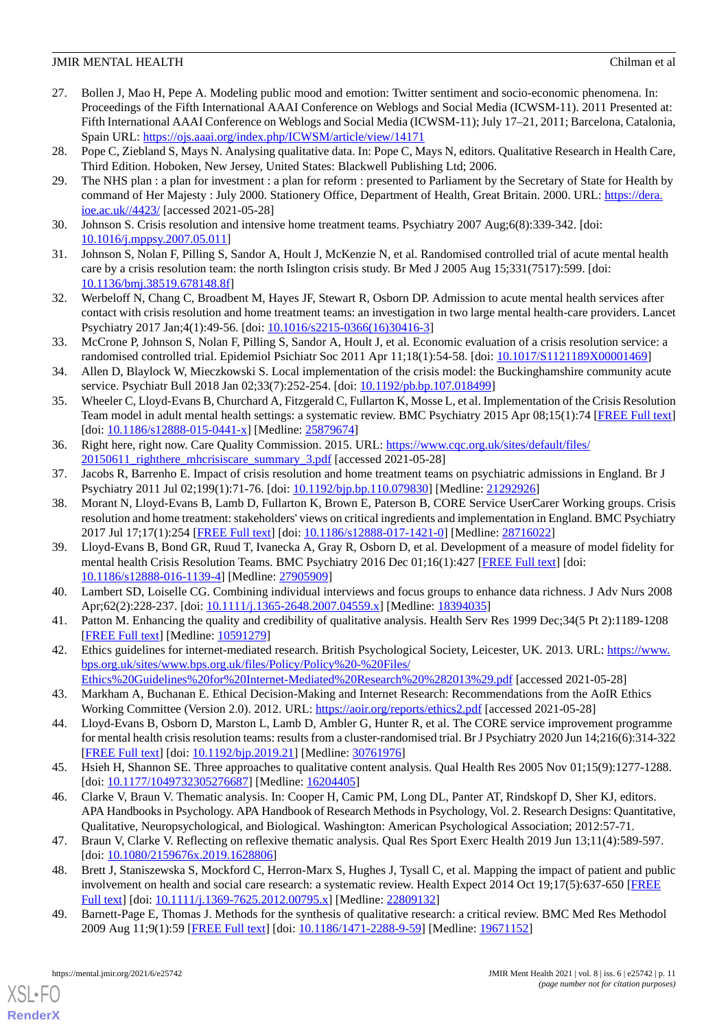27. Bollen J, Mao H, Pepe A. Modeling public mood and emotion: Twitter sentiment and socio-economic phenomena. In: Proceedings of the Fifth International AAAI Conference on Weblogs and Social Media (ICWSM-11). 2011 Presented at: Fifth International AAAI Conference on Weblogs and Social Media (ICWSM-11); July 17–21, 2011; Barcelona, Catalonia, Spain URL: https://ojs.aaai.org/index.php/ICWSM/article/view/14171
28. Pope C, Ziebland S, Mays N. Analysing qualitative data. In: Pope C, Mays N, editors. Qualitative Research in Health Care, Third Edition. Hoboken, New Jersey, United States: Blackwell Publishing Ltd; 2006.
29. The NHS plan : a plan for investment : a plan for reform : presented to Parliament by the Secretary of State for Health by command of Her Majesty : July 2000. Stationery Office, Department of Health, Great Britain. 2000. URL: https://dera.ioe.ac.uk//4423/ [accessed 2021-05-28]
30. Johnson S. Crisis resolution and intensive home treatment teams. Psychiatry 2007 Aug;6(8):339-342. [doi: 10.1016/j.mppsy.2007.05.011]
31. Johnson S, Nolan F, Pilling S, Sandor A, Hoult J, McKenzie N, et al. Randomised controlled trial of acute mental health care by a crisis resolution team: the north Islington crisis study. Br Med J 2005 Aug 15;331(7517):599. [doi: 10.1136/bmj.38519.678148.8f]
32. Werbeloff N, Chang C, Broadbent M, Hayes JF, Stewart R, Osborn DP. Admission to acute mental health services after contact with crisis resolution and home treatment teams: an investigation in two large mental health-care providers. Lancet Psychiatry 2017 Jan;4(1):49-56. [doi: 10.1016/s2215-0366(16)30416-3]
33. McCrone P, Johnson S, Nolan F, Pilling S, Sandor A, Hoult J, et al. Economic evaluation of a crisis resolution service: a randomised controlled trial. Epidemiol Psichiatr Soc 2011 Apr 11;18(1):54-58. [doi: 10.1017/S1121189X00001469]
34. Allen D, Blaylock W, Mieczkowski S. Local implementation of the crisis model: the Buckinghamshire community acute service. Psychiatr Bull 2018 Jan 02;33(7):252-254. [doi: 10.1192/pb.bp.107.018499]
35. Wheeler C, Lloyd-Evans B, Churchard A, Fitzgerald C, Fullarton K, Mosse L, et al. Implementation of the Crisis Resolution Team model in adult mental health settings: a systematic review. BMC Psychiatry 2015 Apr 08;15(1):74 [FREE Full text] [doi: 10.1186/s12888-015-0441-x] [Medline: 25879674]
36. Right here, right now. Care Quality Commission. 2015. URL: https://www.cqc.org.uk/sites/default/files/20150611_righthere_mhcrisiscare_summary_3.pdf [accessed 2021-05-28]
37. Jacobs R, Barrenho E. Impact of crisis resolution and home treatment teams on psychiatric admissions in England. Br J Psychiatry 2011 Jul 02;199(1):71-76. [doi: 10.1192/bjp.bp.110.079830] [Medline: 21292926]
38. Morant N, Lloyd-Evans B, Lamb D, Fullarton K, Brown E, Paterson B, CORE Service UserCarer Working groups. Crisis resolution and home treatment: stakeholders' views on critical ingredients and implementation in England. BMC Psychiatry 2017 Jul 17;17(1):254 [FREE Full text] [doi: 10.1186/s12888-017-1421-0] [Medline: 28716022]
39. Lloyd-Evans B, Bond GR, Ruud T, Ivanecka A, Gray R, Osborn D, et al. Development of a measure of model fidelity for mental health Crisis Resolution Teams. BMC Psychiatry 2016 Dec 01;16(1):427 [FREE Full text] [doi: 10.1186/s12888-016-1139-4] [Medline: 27905909]
40. Lambert SD, Loiselle CG. Combining individual interviews and focus groups to enhance data richness. J Adv Nurs 2008 Apr;62(2):228-237. [doi: 10.1111/j.1365-2648.2007.04559.x] [Medline: 18394035]
41. Patton M. Enhancing the quality and credibility of qualitative analysis. Health Serv Res 1999 Dec;34(5 Pt 2):1189-1208 [FREE Full text] [Medline: 10591279]
42. Ethics guidelines for internet-mediated research. British Psychological Society, Leicester, UK. 2013. URL: https://www.bps.org.uk/sites/www.bps.org.uk/files/Policy/Policy%20-%20Files/Ethics%20Guidelines%20for%20Internet-Mediated%20Research%20%282013%29.pdf [accessed 2021-05-28]
43. Markham A, Buchanan E. Ethical Decision-Making and Internet Research: Recommendations from the AoIR Ethics Working Committee (Version 2.0). 2012. URL: https://aoir.org/reports/ethics2.pdf [accessed 2021-05-28]
44. Lloyd-Evans B, Osborn D, Marston L, Lamb D, Ambler G, Hunter R, et al. The CORE service improvement programme for mental health crisis resolution teams: results from a cluster-randomised trial. Br J Psychiatry 2020 Jun 14;216(6):314-322 [FREE Full text] [doi: 10.1192/bjp.2019.21] [Medline: 30761976]
45. Hsieh H, Shannon SE. Three approaches to qualitative content analysis. Qual Health Res 2005 Nov 01;15(9):1277-1288. [doi: 10.1177/1049732305276687] [Medline: 16204405]
46. Clarke V, Braun V. Thematic analysis. In: Cooper H, Camic PM, Long DL, Panter AT, Rindskopf D, Sher KJ, editors. APA Handbooks in Psychology. APA Handbook of Research Methods in Psychology, Vol. 2. Research Designs: Quantitative, Qualitative, Neuropsychological, and Biological. Washington: American Psychological Association; 2012:57-71.
47. Braun V, Clarke V. Reflecting on reflexive thematic analysis. Qual Res Sport Exerc Health 2019 Jun 13;11(4):589-597. [doi: 10.1080/2159676x.2019.1628806]
48. Brett J, Staniszewska S, Mockford C, Herron-Marx S, Hughes J, Tysall C, et al. Mapping the impact of patient and public involvement on health and social care research: a systematic review. Health Expect 2014 Oct 19;17(5):637-650 [FREE Full text] [doi: 10.1111/j.1369-7625.2012.00795.x] [Medline: 22809132]
49. Barnett-Page E, Thomas J. Methods for the synthesis of qualitative research: a critical review. BMC Med Res Methodol 2009 Aug 11;9(1):59 [FREE Full text] [doi: 10.1186/1471-2288-9-59] [Medline: 19671152]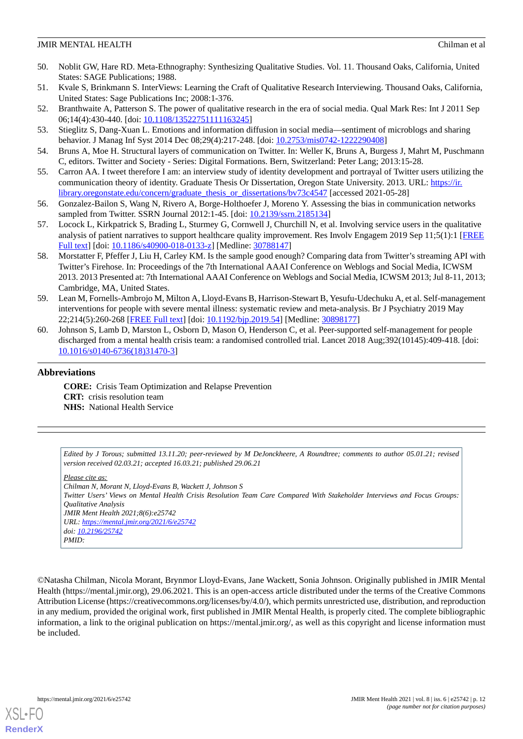50. Noblit GW, Hare RD. Meta-Ethnography: Synthesizing Qualitative Studies. Vol. 11. Thousand Oaks, California, United States: SAGE Publications; 1988.
51. Kvale S, Brinkmann S. InterViews: Learning the Craft of Qualitative Research Interviewing. Thousand Oaks, California, United States: Sage Publications Inc; 2008:1-376.
52. Branthwaite A, Patterson S. The power of qualitative research in the era of social media. Qual Mark Res: Int J 2011 Sep 06;14(4):430-440. [doi: 10.1108/13522751111163245]
53. Stieglitz S, Dang-Xuan L. Emotions and information diffusion in social media—sentiment of microblogs and sharing behavior. J Manag Inf Syst 2014 Dec 08;29(4):217-248. [doi: 10.2753/mis0742-1222290408]
54. Bruns A, Moe H. Structural layers of communication on Twitter. In: Weller K, Bruns A, Burgess J, Mahrt M, Puschmann C, editors. Twitter and Society - Series: Digital Formations. Bern, Switzerland: Peter Lang; 2013:15-28.
55. Carron AA. I tweet therefore I am: an interview study of identity development and portrayal of Twitter users utilizing the communication theory of identity. Graduate Thesis Or Dissertation, Oregon State University. 2013. URL: https://ir.library.oregonstate.edu/concern/graduate_thesis_or_dissertations/bv73c4547 [accessed 2021-05-28]
56. Gonzalez-Bailon S, Wang N, Rivero A, Borge-Holthoefer J, Moreno Y. Assessing the bias in communication networks sampled from Twitter. SSRN Journal 2012:1-45. [doi: 10.2139/ssrn.2185134]
57. Locock L, Kirkpatrick S, Brading L, Sturmey G, Cornwell J, Churchill N, et al. Involving service users in the qualitative analysis of patient narratives to support healthcare quality improvement. Res Involv Engagem 2019 Sep 11;5(1):1 [FREE Full text] [doi: 10.1186/s40900-018-0133-z] [Medline: 30788147]
58. Morstatter F, Pfeffer J, Liu H, Carley KM. Is the sample good enough? Comparing data from Twitter's streaming API with Twitter's Firehose. In: Proceedings of the 7th International AAAI Conference on Weblogs and Social Media, ICWSM 2013. 2013 Presented at: 7th International AAAI Conference on Weblogs and Social Media, ICWSM 2013; Jul 8-11, 2013; Cambridge, MA, United States.
59. Lean M, Fornells-Ambrojo M, Milton A, Lloyd-Evans B, Harrison-Stewart B, Yesufu-Udechuku A, et al. Self-management interventions for people with severe mental illness: systematic review and meta-analysis. Br J Psychiatry 2019 May 22;214(5):260-268 [FREE Full text] [doi: 10.1192/bjp.2019.54] [Medline: 30898177]
60. Johnson S, Lamb D, Marston L, Osborn D, Mason O, Henderson C, et al. Peer-supported self-management for people discharged from a mental health crisis team: a randomised controlled trial. Lancet 2018 Aug;392(10145):409-418. [doi: 10.1016/s0140-6736(18)31470-3]

## Abbreviations

**CORE:** Crisis Team Optimization and Relapse Prevention
**CRT:** crisis resolution team
**NHS:** National Health Service

*Edited by J Torous; submitted 13.11.20; peer-reviewed by M DeJonckheere, A Roundtree; comments to author 05.01.21; revised version received 02.03.21; accepted 16.03.21; published 29.06.21*

*Please cite as:*
*Chilman N, Morant N, Lloyd-Evans B, Wackett J, Johnson S*
*Twitter Users' Views on Mental Health Crisis Resolution Team Care Compared With Stakeholder Interviews and Focus Groups: Qualitative Analysis*
*JMIR Ment Health 2021;8(6):e25742*
*URL: https://mental.jmir.org/2021/6/e25742*
*doi: 10.2196/25742*
*PMID:*

©Natasha Chilman, Nicola Morant, Brynmor Lloyd-Evans, Jane Wackett, Sonia Johnson. Originally published in JMIR Mental Health (https://mental.jmir.org), 29.06.2021. This is an open-access article distributed under the terms of the Creative Commons Attribution License (https://creativecommons.org/licenses/by/4.0/), which permits unrestricted use, distribution, and reproduction in any medium, provided the original work, first published in JMIR Mental Health, is properly cited. The complete bibliographic information, a link to the original publication on https://mental.jmir.org/, as well as this copyright and license information must be included.